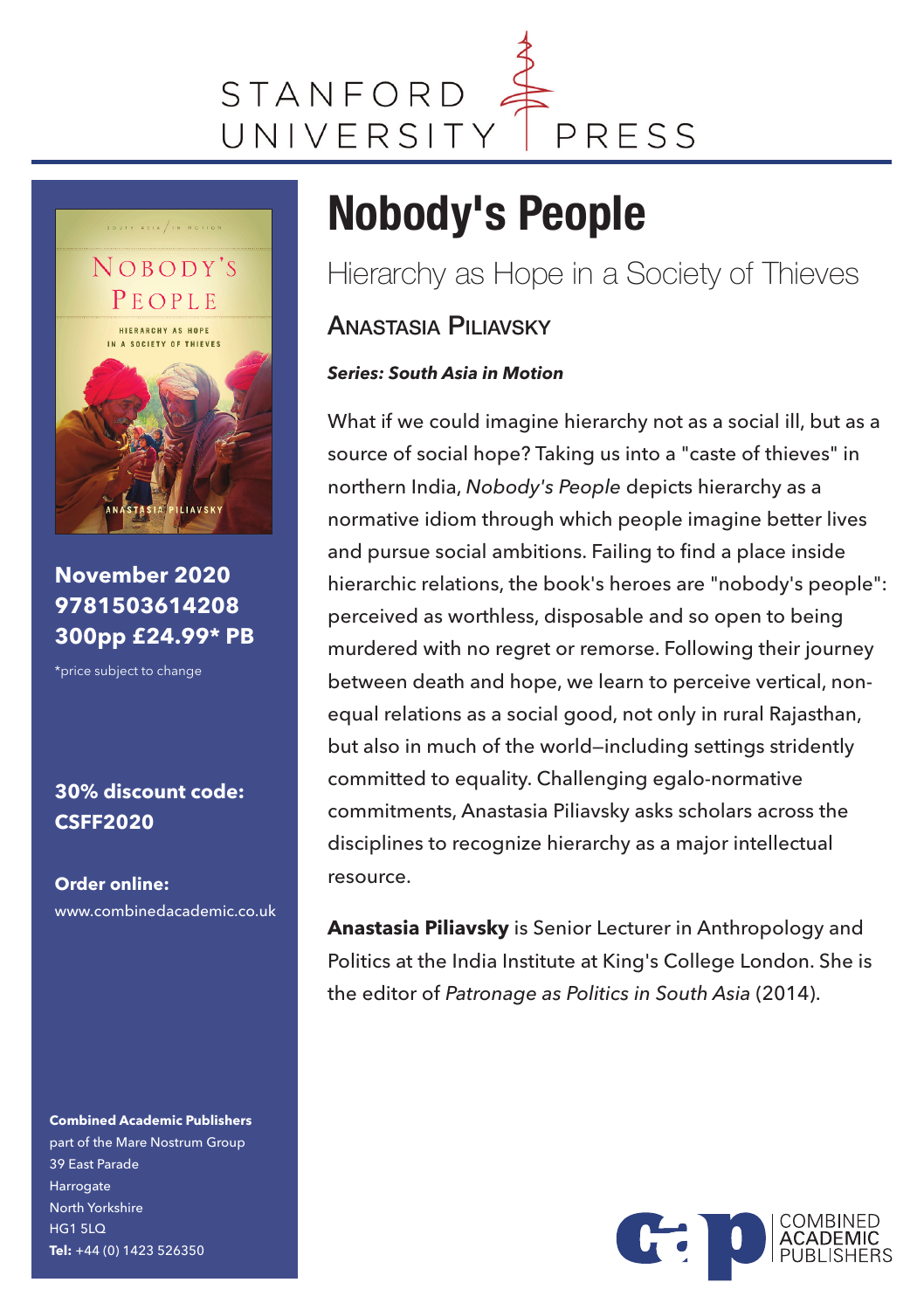STANFORD UNIVERSITY PRESS

# Nobody's People

## Hierarchy as Hope in a Society of Thieves

### Anastasia Piliavsky

***Series: South Asia in Motion***

What if we could imagine hierarchy not as a social ill, but as a source of social hope? Taking us into a "caste of thieves" in northern India, *Nobody's People* depicts hierarchy as a normative idiom through which people imagine better lives and pursue social ambitions. Failing to find a place inside hierarchic relations, the book's heroes are "nobody's people": perceived as worthless, disposable and so open to being murdered with no regret or remorse. Following their journey between death and hope, we learn to perceive vertical, non-equal relations as a social good, not only in rural Rajasthan, but also in much of the world—including settings stridently committed to equality. Challenging egalo-normative commitments, Anastasia Piliavsky asks scholars across the disciplines to recognize hierarchy as a major intellectual resource.

**Anastasia Piliavsky** is Senior Lecturer in Anthropology and Politics at the India Institute at King's College London. She is the editor of *Patronage as Politics in South Asia* (2014).

**November 2020**
**9781503614208**
**300pp £24.99* PB**

*price subject to change

**30% discount code: CSFF2020**

**Order online:**
www.combinedacademic.co.uk

**Combined Academic Publishers**
part of the Mare Nostrum Group
39 East Parade
Harrogate
North Yorkshire
HG1 5LQ
**Tel:** +44 (0) 1423 526350

COMBINED ACADEMIC PUBLISHERS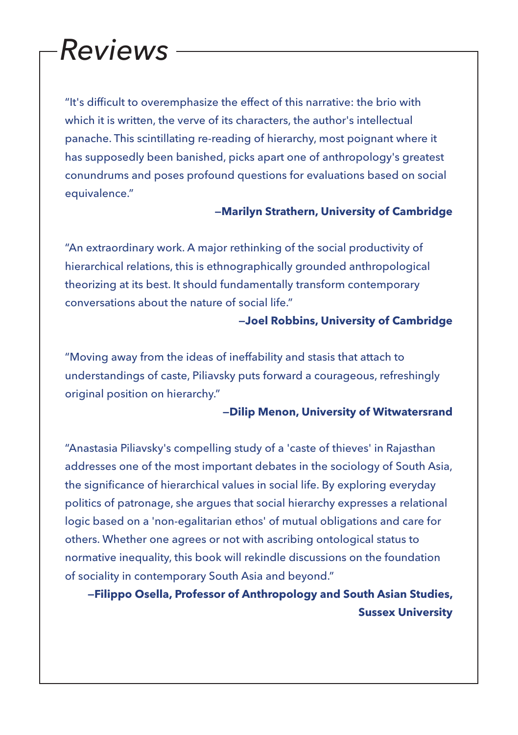# *Reviews*

"It's difficult to overemphasize the effect of this narrative: the brio with which it is written, the verve of its characters, the author's intellectual panache. This scintillating re-reading of hierarchy, most poignant where it has supposedly been banished, picks apart one of anthropology's greatest conundrums and poses profound questions for evaluations based on social equivalence."

**—Marilyn Strathern, University of Cambridge**

"An extraordinary work. A major rethinking of the social productivity of hierarchical relations, this is ethnographically grounded anthropological theorizing at its best. It should fundamentally transform contemporary conversations about the nature of social life."

**—Joel Robbins, University of Cambridge**

"Moving away from the ideas of ineffability and stasis that attach to understandings of caste, Piliavsky puts forward a courageous, refreshingly original position on hierarchy."

**—Dilip Menon, University of Witwatersrand**

"Anastasia Piliavsky's compelling study of a 'caste of thieves' in Rajasthan addresses one of the most important debates in the sociology of South Asia, the significance of hierarchical values in social life. By exploring everyday politics of patronage, she argues that social hierarchy expresses a relational logic based on a 'non-egalitarian ethos' of mutual obligations and care for others. Whether one agrees or not with ascribing ontological status to normative inequality, this book will rekindle discussions on the foundation of sociality in contemporary South Asia and beyond."

**—Filippo Osella, Professor of Anthropology and South Asian Studies, Sussex University**